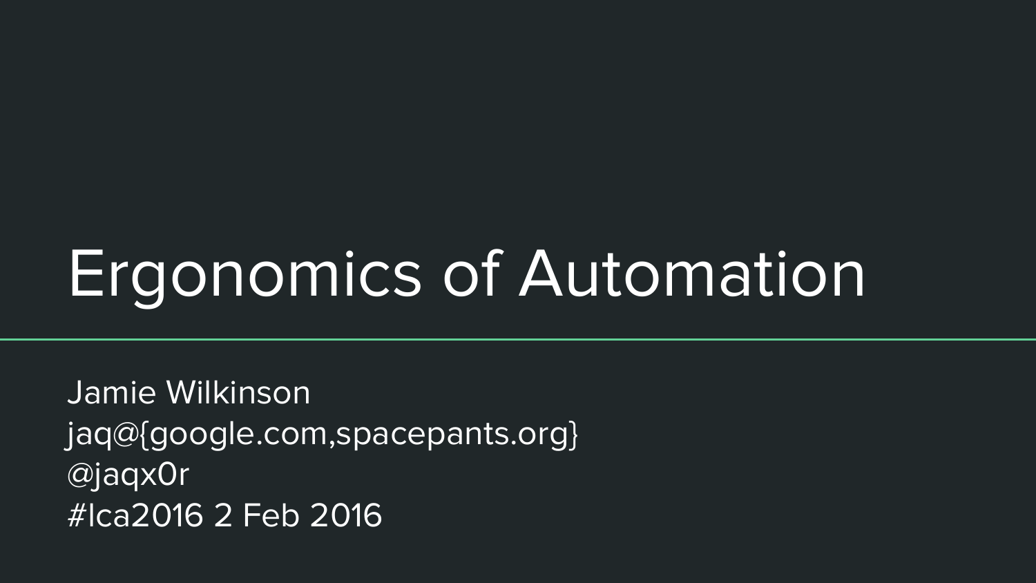# Ergonomics of Automation

Jamie Wilkinson
jaq@{google.com,spacepants.org}
@jaqx0r
#lca2016 2 Feb 2016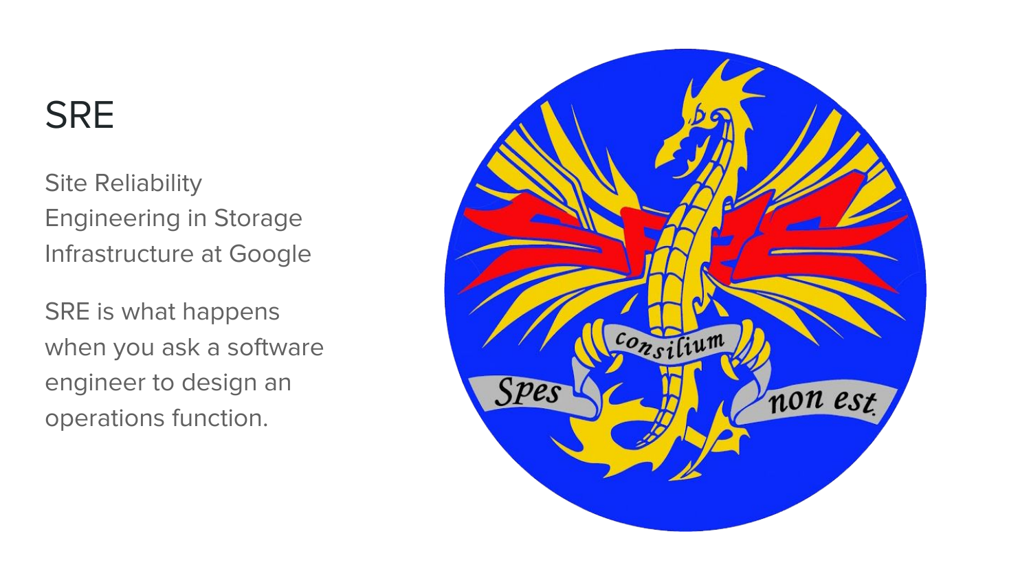# SRE

Site Reliability Engineering in Storage Infrastructure at Google

SRE is what happens when you ask a software engineer to design an operations function.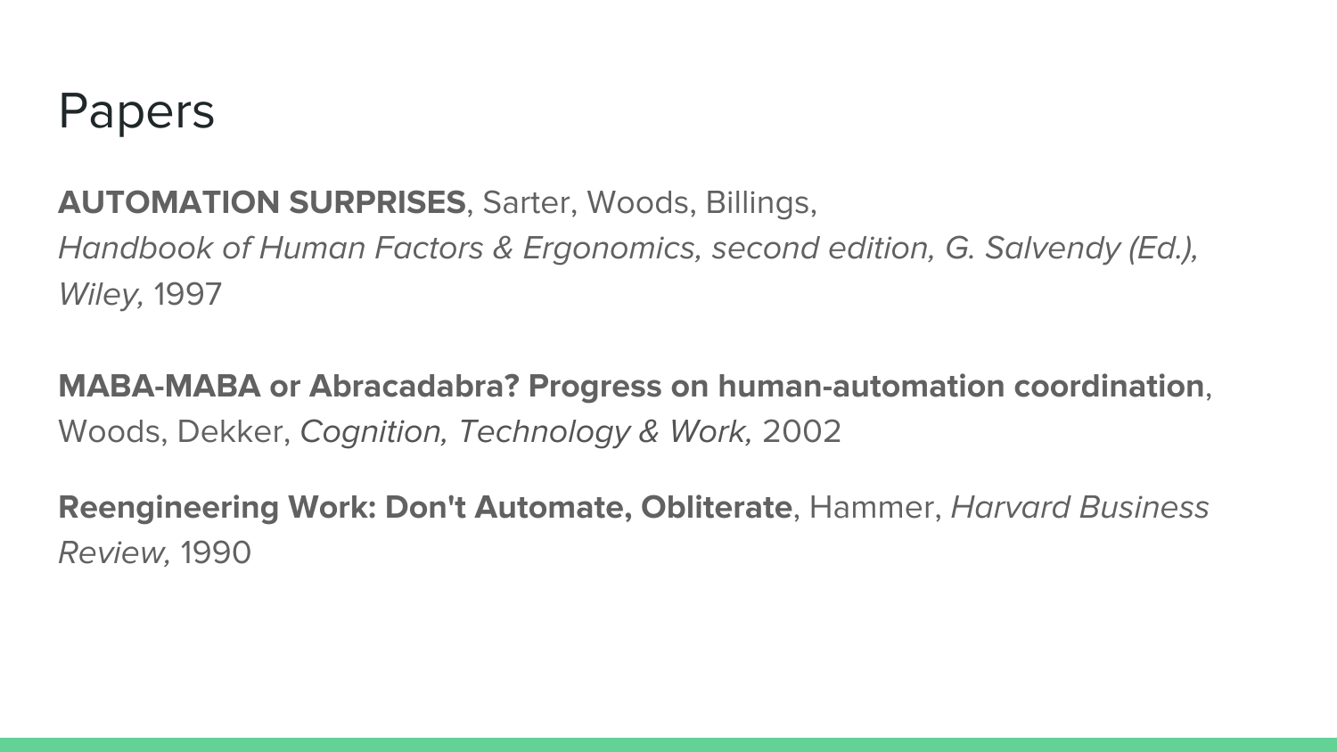# Papers

**AUTOMATION SURPRISES**, Sarter, Woods, Billings, *Handbook of Human Factors & Ergonomics, second edition, G. Salvendy (Ed.), Wiley,* 1997

**MABA-MABA or Abracadabra? Progress on human-automation coordination**, Woods, Dekker, *Cognition, Technology & Work,* 2002

**Reengineering Work: Don't Automate, Obliterate**, Hammer, *Harvard Business Review,* 1990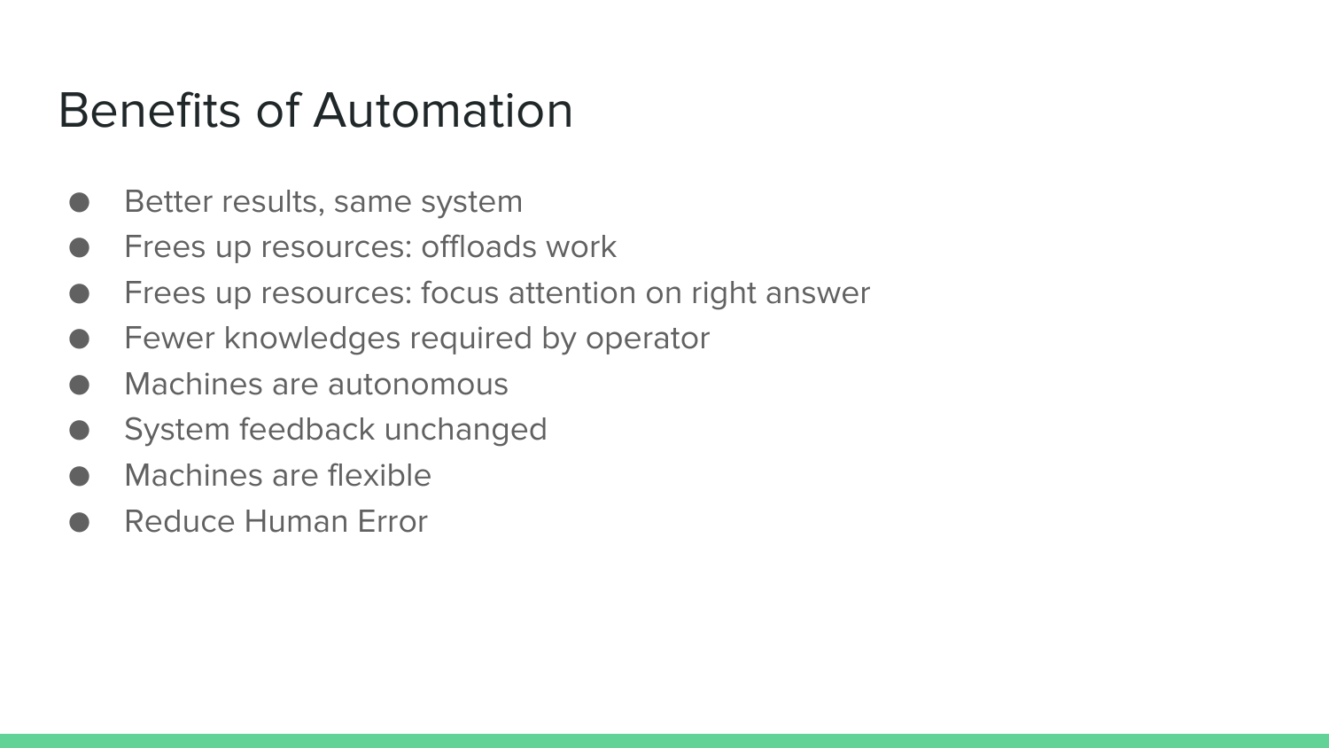# Benefits of Automation

- Better results, same system
- Frees up resources: offloads work
- Frees up resources: focus attention on right answer
- Fewer knowledges required by operator
- Machines are autonomous
- System feedback unchanged
- Machines are flexible
- Reduce Human Error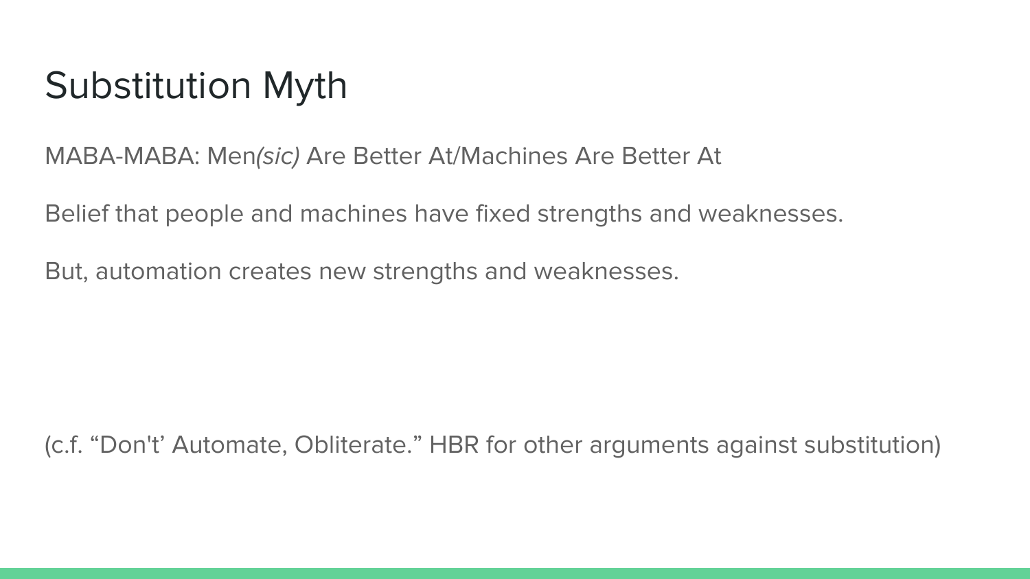# Substitution Myth

MABA-MABA: Men*(sic)* Are Better At/Machines Are Better At

Belief that people and machines have fixed strengths and weaknesses.

But, automation creates new strengths and weaknesses.

(c.f. “Don't’ Automate, Obliterate.” HBR for other arguments against substitution)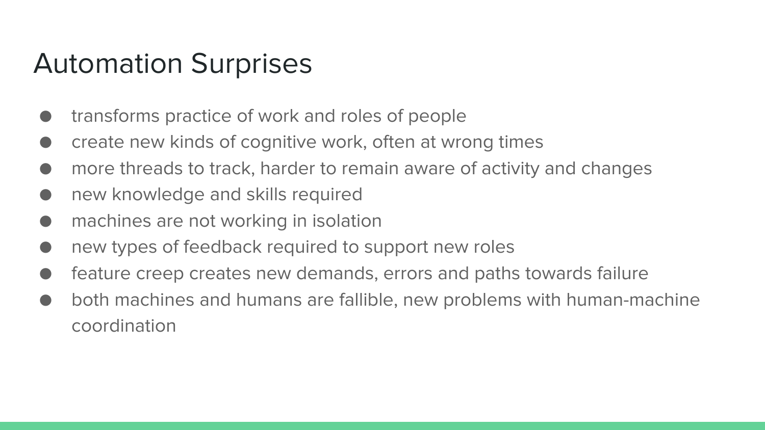# Automation Surprises

- transforms practice of work and roles of people
- create new kinds of cognitive work, often at wrong times
- more threads to track, harder to remain aware of activity and changes
- new knowledge and skills required
- machines are not working in isolation
- new types of feedback required to support new roles
- feature creep creates new demands, errors and paths towards failure
- both machines and humans are fallible, new problems with human-machine coordination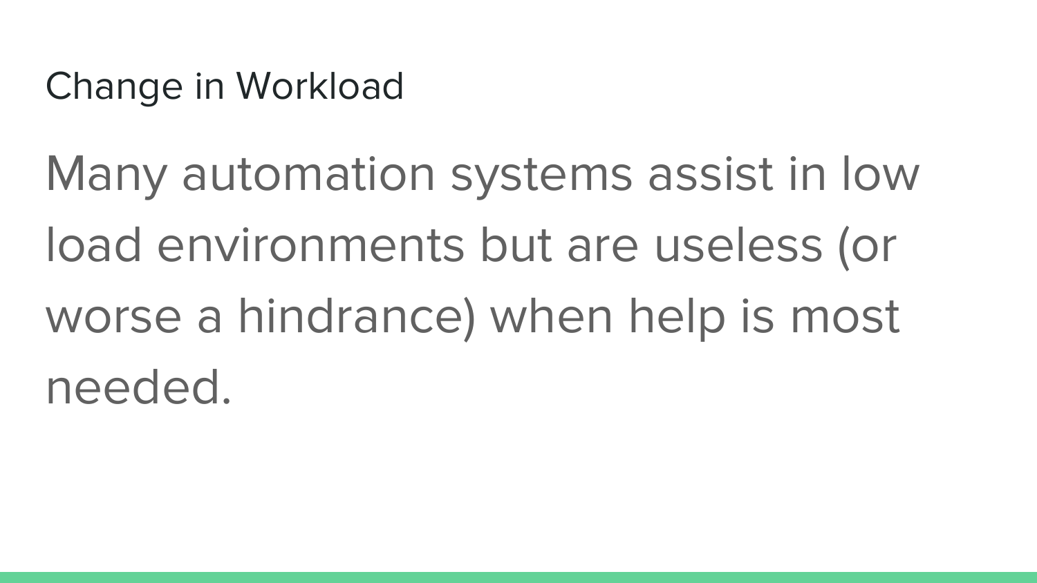## Change in Workload

Many automation systems assist in low load environments but are useless (or worse a hindrance) when help is most needed.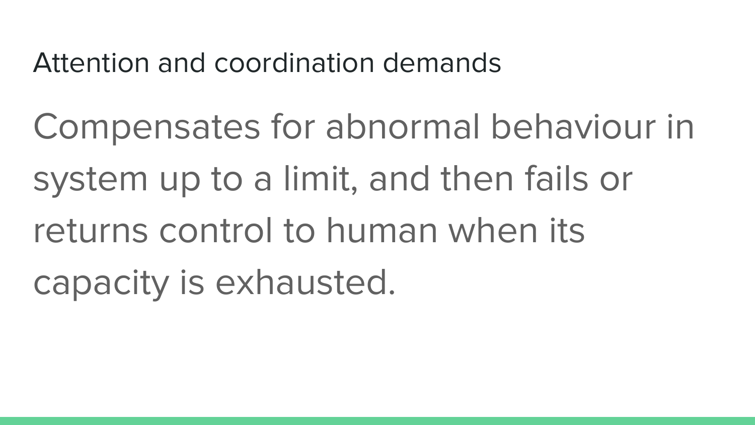## Attention and coordination demands

Compensates for abnormal behaviour in system up to a limit, and then fails or returns control to human when its capacity is exhausted.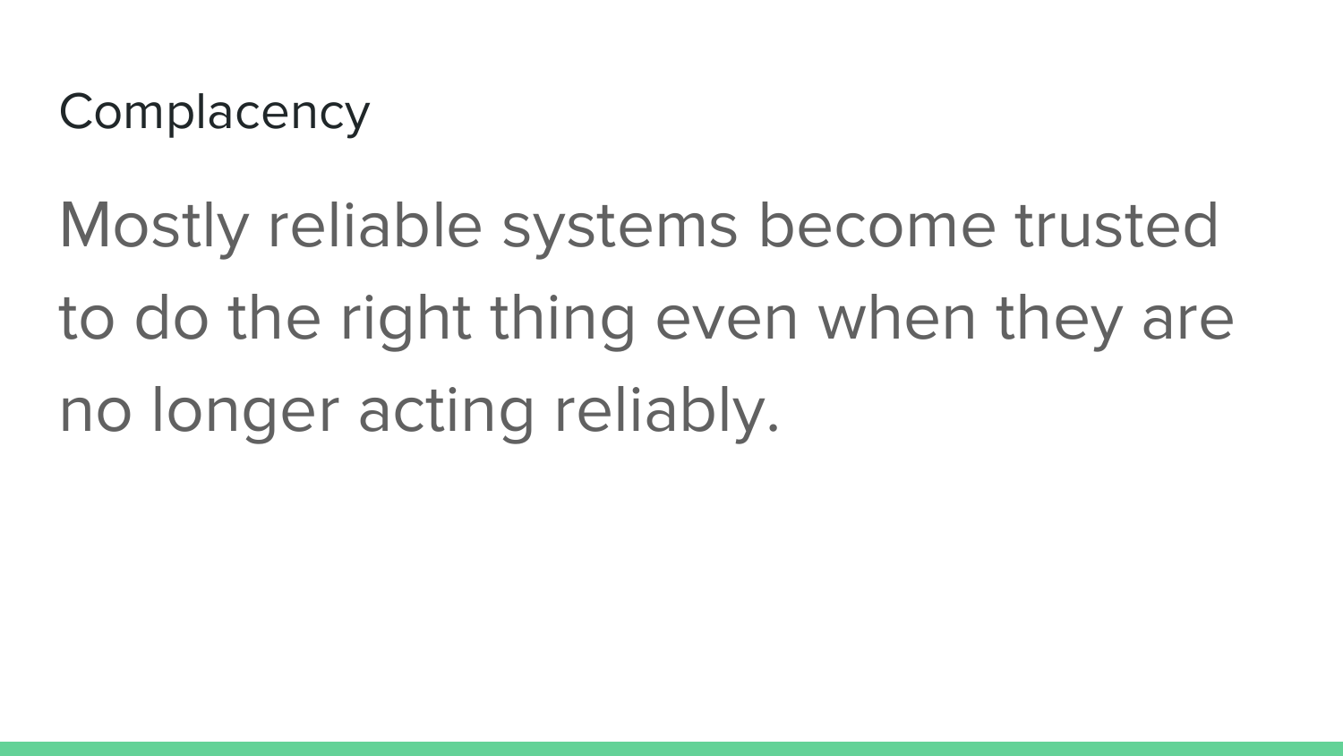# Complacency

Mostly reliable systems become trusted to do the right thing even when they are no longer acting reliably.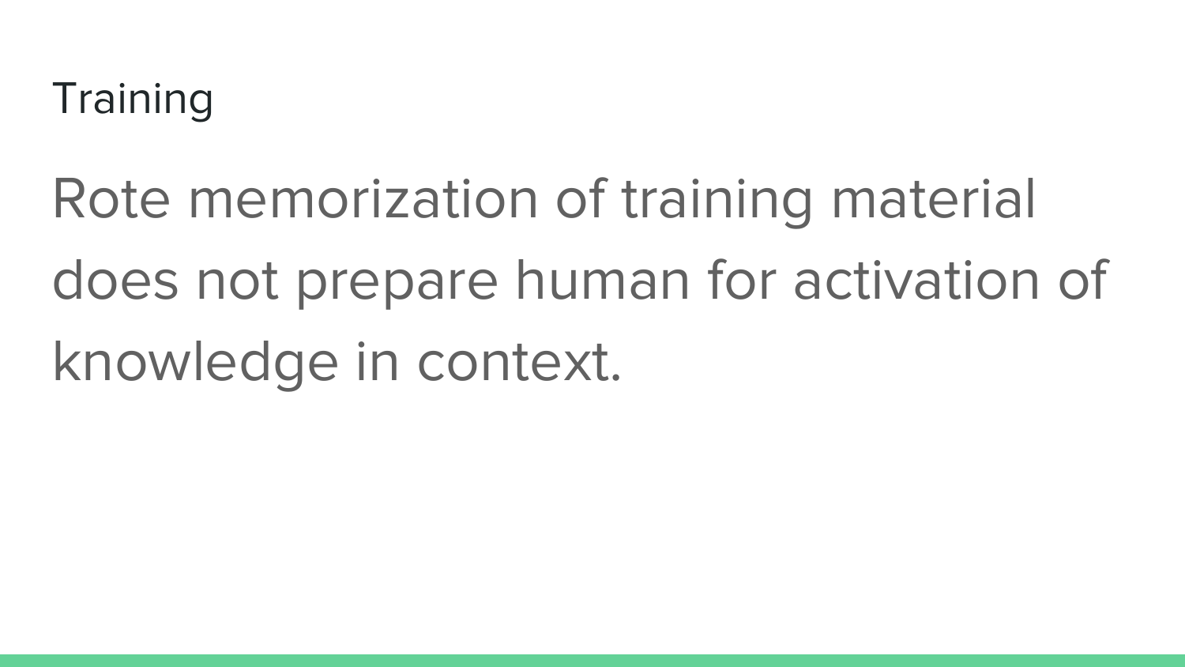## Training

Rote memorization of training material does not prepare human for activation of knowledge in context.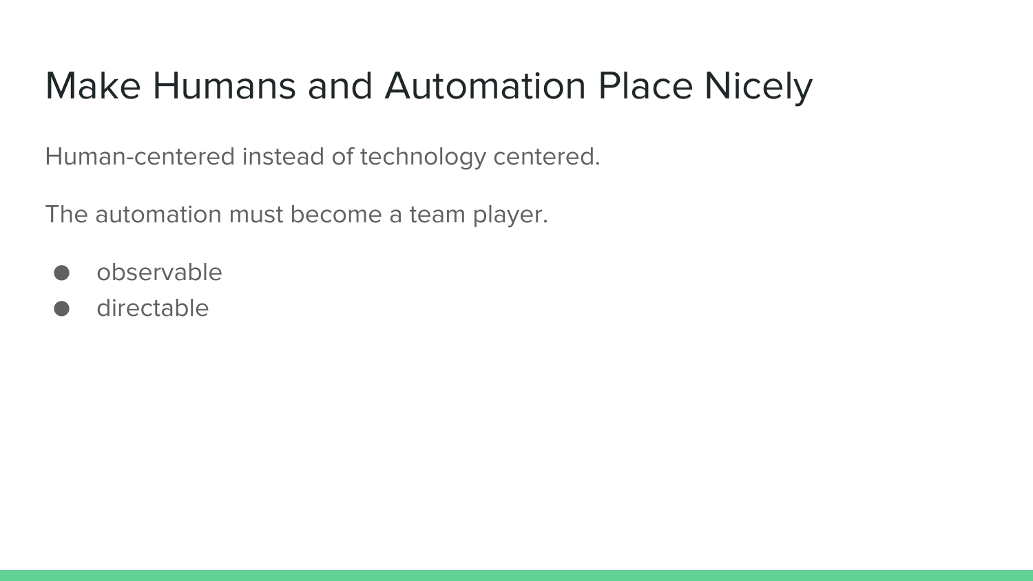# Make Humans and Automation Place Nicely

Human-centered instead of technology centered.

The automation must become a team player.

- observable
- directable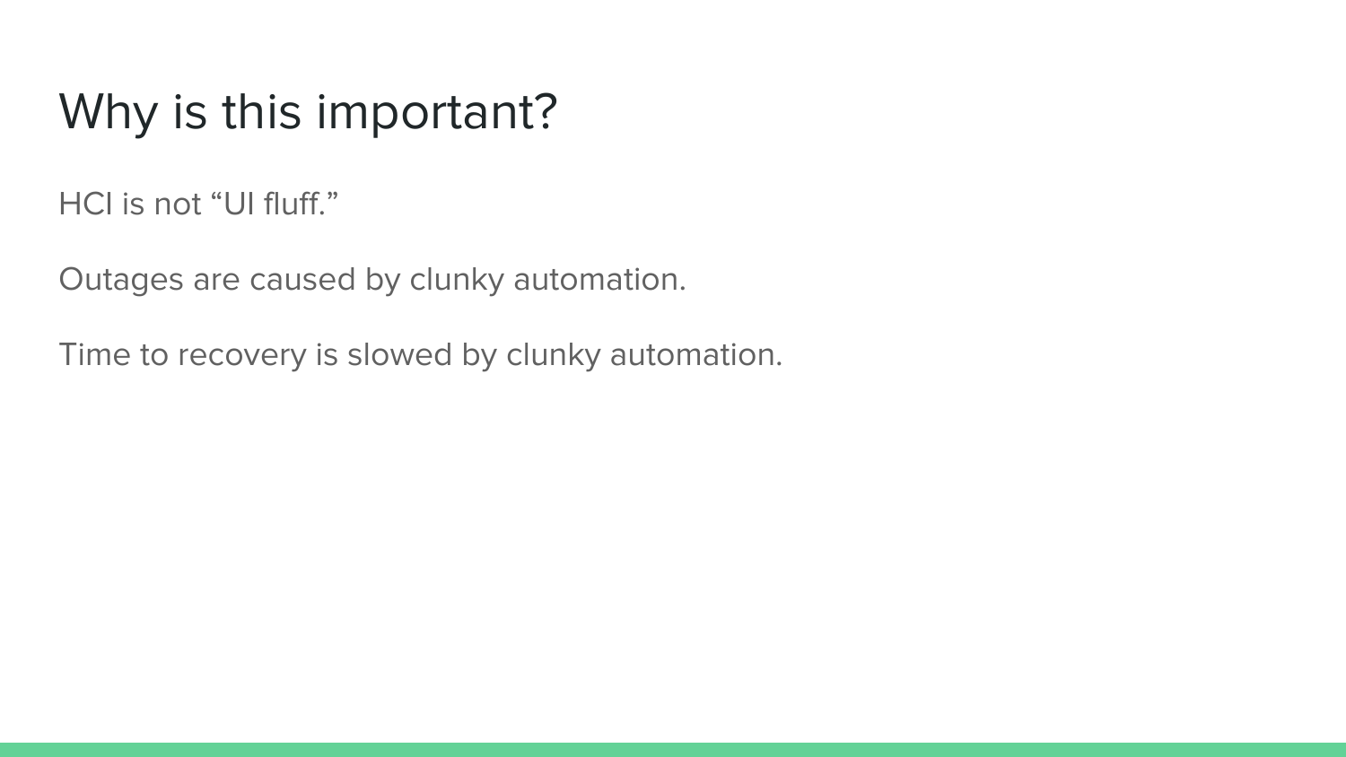# Why is this important?

HCI is not “UI fluff.”

Outages are caused by clunky automation.

Time to recovery is slowed by clunky automation.